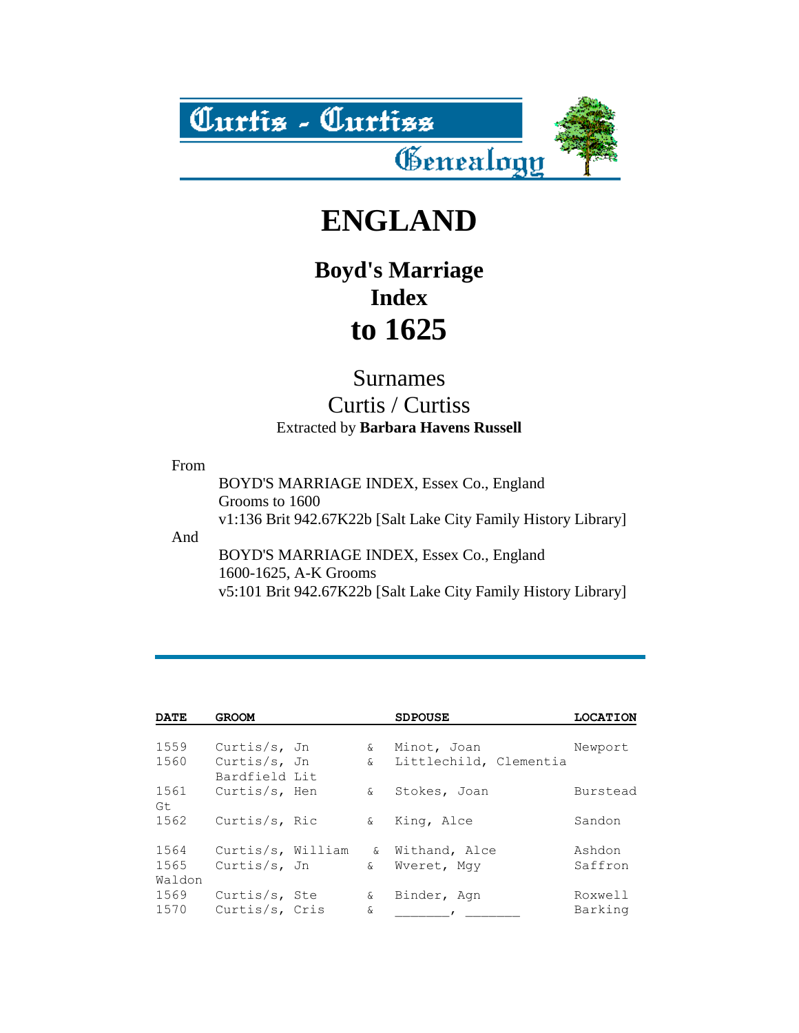# Curtis - Curtiss Genealogy

# ENGLAND

## Boyd's Marriage Index to 1625

### Surnames
### Curtis / Curtiss

Extracted by **Barbara Havens Russell**

From

BOYD'S MARRIAGE INDEX, Essex Co., England
Grooms to 1600
v1:136 Brit 942.67K22b [Salt Lake City Family History Library]

And

BOYD'S MARRIAGE INDEX, Essex Co., England
1600-1625, A-K Grooms
v5:101 Brit 942.67K22b [Salt Lake City Family History Library]

---

| DATE | GROOM | | SDPOUSE | LOCATION |
|---|---|---|---|---|
| 1559 | Curtis/s, Jn | & | Minot, Joan | Newport |
| 1560 | Curtis/s, Jn | & | Littlechild, Clementia | Bardfield Lit |
| 1561 | Curtis/s, Hen | & | Stokes, Joan | Burstead Gt |
| 1562 | Curtis/s, Ric | & | King, Alce | Sandon |
| 1564 | Curtis/s, William | & | Withand, Alce | Ashdon |
| 1565 | Curtis/s, Jn | & | Wveret, Mgy | Saffron Waldon |
| 1569 | Curtis/s, Ste | & | Binder, Agn | Roxwell |
| 1570 | Curtis/s, Cris | & | _______, _______ | Barking |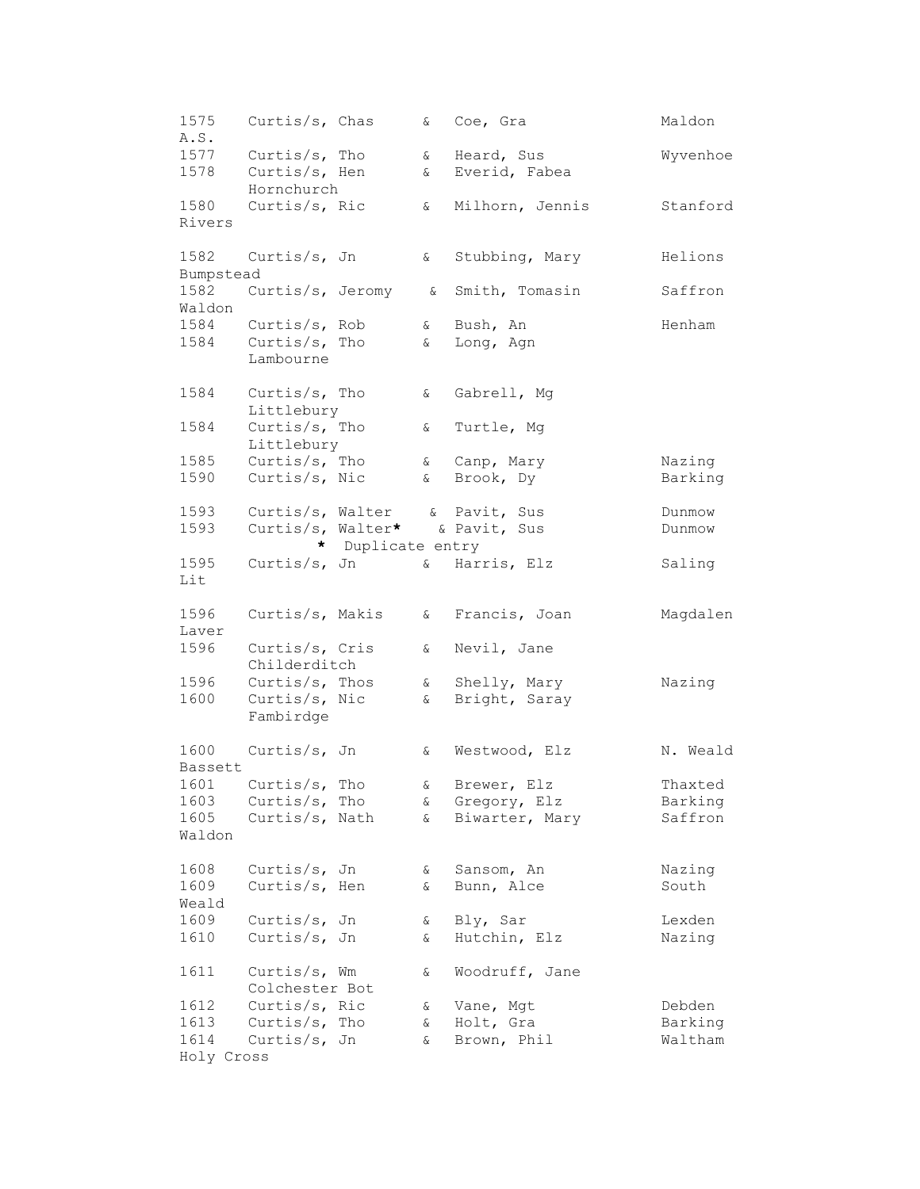| Year | Groom | & | Bride | Parish |
|---|---|---|---|---|
| 1575 | Curtis/s, Chas | & | Coe, Gra | Maldon A.S. |
| 1577 | Curtis/s, Tho | & | Heard, Sus | Wyvenhoe |
| 1578 | Curtis/s, Hen | & | Everid, Fabea | Hornchurch |
| 1580 | Curtis/s, Ric | & | Milhorn, Jennis | Stanford Rivers |
| 1582 | Curtis/s, Jn | & | Stubbing, Mary | Helions Bumpstead |
| 1582 | Curtis/s, Jeromy | & | Smith, Tomasin | Saffron Waldon |
| 1584 | Curtis/s, Rob | & | Bush, An | Henham |
| 1584 | Curtis/s, Tho | & | Long, Agn | Lambourne |
| 1584 | Curtis/s, Tho | & | Gabrell, Mg | Littlebury |
| 1584 | Curtis/s, Tho | & | Turtle, Mg | Littlebury |
| 1585 | Curtis/s, Tho | & | Canp, Mary | Nazing |
| 1590 | Curtis/s, Nic | & | Brook, Dy | Barking |
| 1593 | Curtis/s, Walter | & | Pavit, Sus | Dunmow |
| 1593 | Curtis/s, Walter* | & | Pavit, Sus | Dunmow |
| | * Duplicate entry | | | |
| 1595 | Curtis/s, Jn | & | Harris, Elz | Saling Lit |
| 1596 | Curtis/s, Makis | & | Francis, Joan | Magdalen Laver |
| 1596 | Curtis/s, Cris | & | Nevil, Jane | Childerditch |
| 1596 | Curtis/s, Thos | & | Shelly, Mary | Nazing |
| 1600 | Curtis/s, Nic | & | Bright, Saray | Fambirdge |
| 1600 | Curtis/s, Jn | & | Westwood, Elz | N. Weald Bassett |
| 1601 | Curtis/s, Tho | & | Brewer, Elz | Thaxted |
| 1603 | Curtis/s, Tho | & | Gregory, Elz | Barking |
| 1605 | Curtis/s, Nath | & | Biwarter, Mary | Saffron Waldon |
| 1608 | Curtis/s, Jn | & | Sansom, An | Nazing |
| 1609 | Curtis/s, Hen | & | Bunn, Alce | South Weald |
| 1609 | Curtis/s, Jn | & | Bly, Sar | Lexden |
| 1610 | Curtis/s, Jn | & | Hutchin, Elz | Nazing |
| 1611 | Curtis/s, Wm | & | Woodruff, Jane | Colchester Bot |
| 1612 | Curtis/s, Ric | & | Vane, Mgt | Debden |
| 1613 | Curtis/s, Tho | & | Holt, Gra | Barking |
| 1614 | Curtis/s, Jn | & | Brown, Phil | Waltham Holy Cross |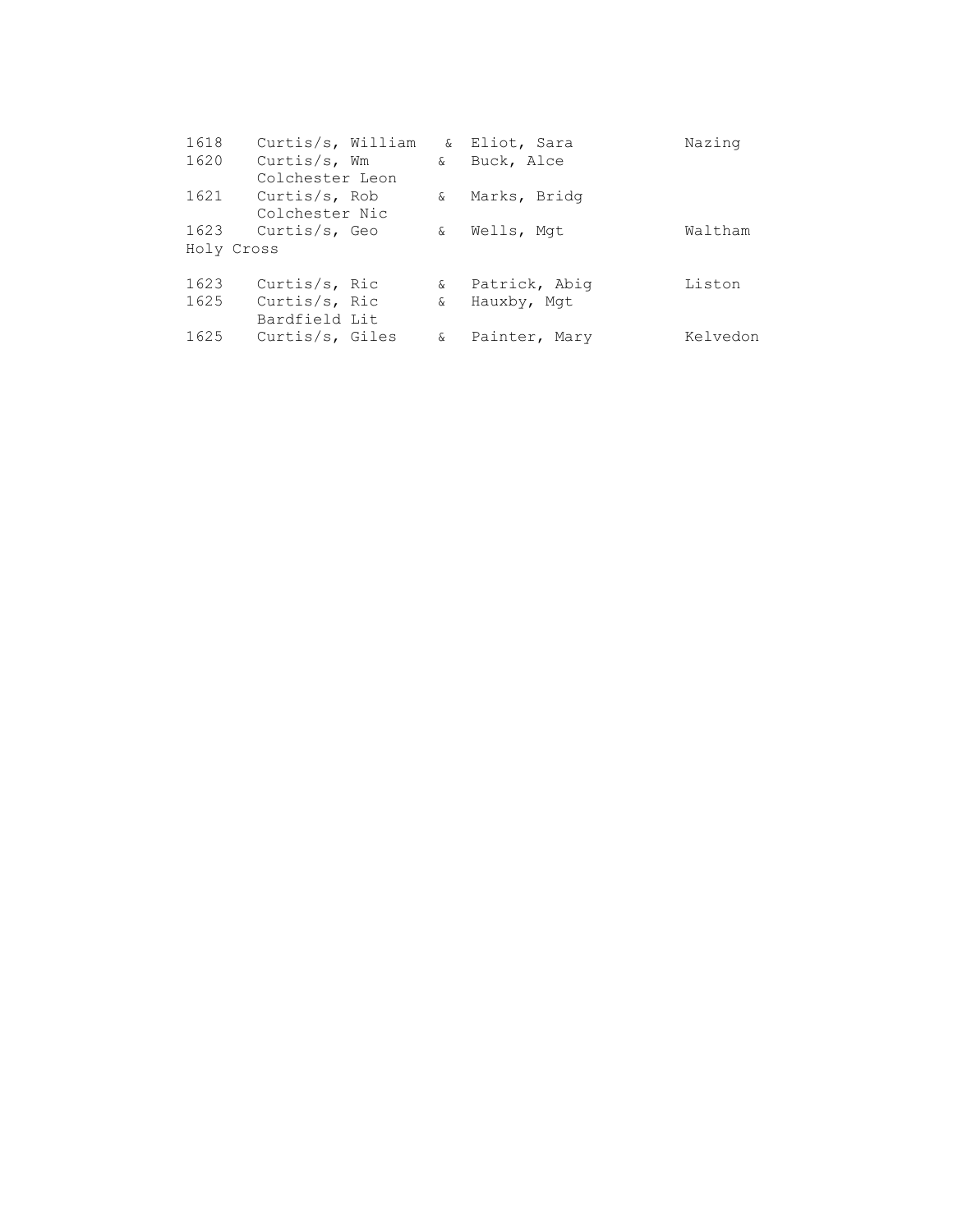| | | | | |
|---|---|---|---|---|
| 1618 | Curtis/s, William | & | Eliot, Sara | Nazing |
| 1620 | Curtis/s, Wm | & | Buck, Alce | Colchester Leon |
| 1621 | Curtis/s, Rob | & | Marks, Bridg | Colchester Nic |
| 1623 | Curtis/s, Geo | & | Wells, Mgt | Waltham Holy Cross |
| 1623 | Curtis/s, Ric | & | Patrick, Abig | Liston |
| 1625 | Curtis/s, Ric | & | Hauxby, Mgt | Bardfield Lit |
| 1625 | Curtis/s, Giles | & | Painter, Mary | Kelvedon |